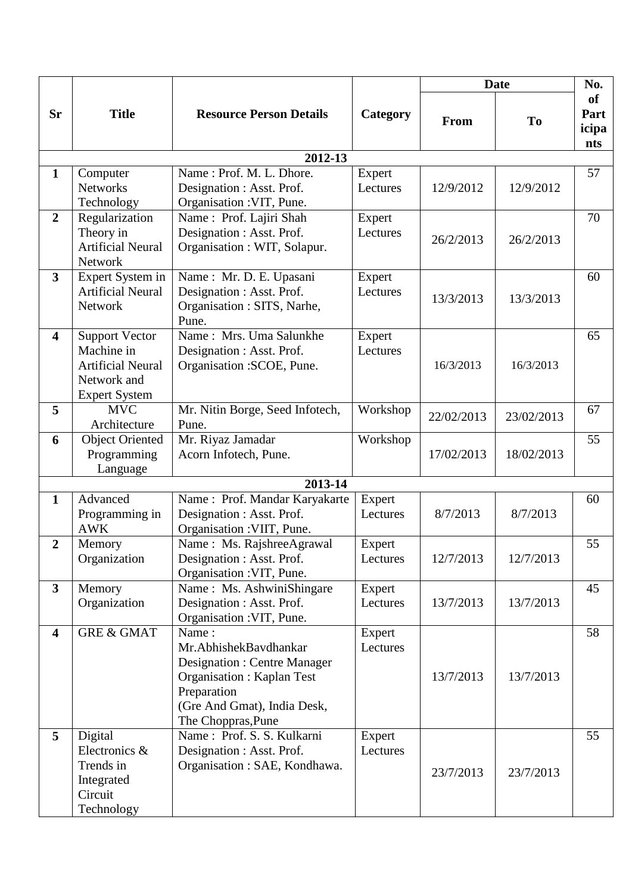| Sr | Title | Resource Person Details | Category | Date | | No. of Participants |
|---|---|---|---|---|---|---|
| | | | | From | To | |
| **2012-13** | | | | | | |
| **1** | Computer Networks Technology | Name : Prof. M. L. Dhore. Designation : Asst. Prof. Organisation :VIT, Pune. | Expert Lectures | 12/9/2012 | 12/9/2012 | 57 |
| **2** | Regularization Theory in Artificial Neural Network | Name : Prof. Lajiri Shah Designation : Asst. Prof. Organisation : WIT, Solapur. | Expert Lectures | 26/2/2013 | 26/2/2013 | 70 |
| **3** | Expert System in Artificial Neural Network | Name : Mr. D. E. Upasani Designation : Asst. Prof. Organisation : SITS, Narhe, Pune. | Expert Lectures | 13/3/2013 | 13/3/2013 | 60 |
| **4** | Support Vector Machine in Artificial Neural Network and Expert System | Name : Mrs. Uma Salunkhe Designation : Asst. Prof. Organisation :SCOE, Pune. | Expert Lectures | 16/3/2013 | 16/3/2013 | 65 |
| **5** | MVC Architecture | Mr. Nitin Borge, Seed Infotech, Pune. | Workshop | 22/02/2013 | 23/02/2013 | 67 |
| **6** | Object Oriented Programming Language | Mr. Riyaz Jamadar Acorn Infotech, Pune. | Workshop | 17/02/2013 | 18/02/2013 | 55 |
| **2013-14** | | | | | | |
| **1** | Advanced Programming in AWK | Name : Prof. Mandar Karyakarte Designation : Asst. Prof. Organisation :VIIT, Pune. | Expert Lectures | 8/7/2013 | 8/7/2013 | 60 |
| **2** | Memory Organization | Name : Ms. RajshreeAgrawal Designation : Asst. Prof. Organisation :VIT, Pune. | Expert Lectures | 12/7/2013 | 12/7/2013 | 55 |
| **3** | Memory Organization | Name : Ms. AshwiniShingare Designation : Asst. Prof. Organisation :VIT, Pune. | Expert Lectures | 13/7/2013 | 13/7/2013 | 45 |
| **4** | GRE & GMAT | Name : Mr.AbhishekBavdhankar Designation : Centre Manager Organisation : Kaplan Test Preparation (Gre And Gmat), India Desk, The Choppras,Pune | Expert Lectures | 13/7/2013 | 13/7/2013 | 58 |
| **5** | Digital Electronics & Trends in Integrated Circuit Technology | Name : Prof. S. S. Kulkarni Designation : Asst. Prof. Organisation : SAE, Kondhawa. | Expert Lectures | 23/7/2013 | 23/7/2013 | 55 |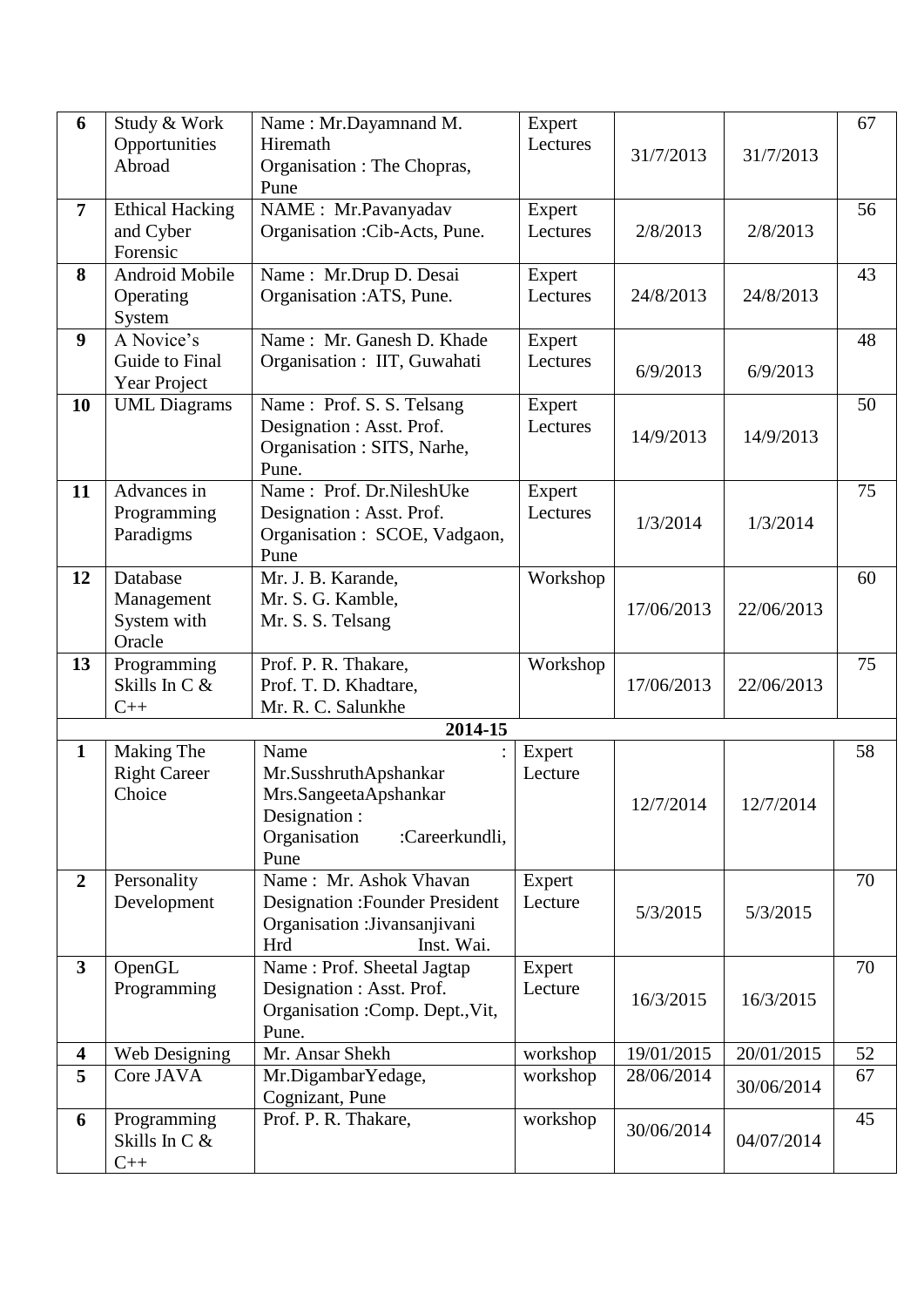| | | | | | | |
|---|---|---|---|---|---|---|
| **6** | Study & Work Opportunities Abroad | Name : Mr.Dayamnand M. Hiremath Organisation : The Chopras, Pune | Expert Lectures | 31/7/2013 | 31/7/2013 | 67 |
| **7** | Ethical Hacking and Cyber Forensic | NAME : Mr.Pavanyadav Organisation :Cib-Acts, Pune. | Expert Lectures | 2/8/2013 | 2/8/2013 | 56 |
| **8** | Android Mobile Operating System | Name : Mr.Drup D. Desai Organisation :ATS, Pune. | Expert Lectures | 24/8/2013 | 24/8/2013 | 43 |
| **9** | A Novice's Guide to Final Year Project | Name : Mr. Ganesh D. Khade Organisation : IIT, Guwahati | Expert Lectures | 6/9/2013 | 6/9/2013 | 48 |
| **10** | UML Diagrams | Name : Prof. S. S. Telsang Designation : Asst. Prof. Organisation : SITS, Narhe, Pune. | Expert Lectures | 14/9/2013 | 14/9/2013 | 50 |
| **11** | Advances in Programming Paradigms | Name : Prof. Dr.NileshUke Designation : Asst. Prof. Organisation : SCOE, Vadgaon, Pune | Expert Lectures | 1/3/2014 | 1/3/2014 | 75 |
| **12** | Database Management System with Oracle | Mr. J. B. Karande, Mr. S. G. Kamble, Mr. S. S. Telsang | Workshop | 17/06/2013 | 22/06/2013 | 60 |
| **13** | Programming Skills In C & C++ | Prof. P. R. Thakare, Prof. T. D. Khadtare, Mr. R. C. Salunkhe | Workshop | 17/06/2013 | 22/06/2013 | 75 |
| | | | **2014-15** | | | |
| **1** | Making The Right Career Choice | Name : Mr.SusshruthApshankar Mrs.SangeetaApshankar Designation : Organisation :Careerkundli, Pune | Expert Lecture | 12/7/2014 | 12/7/2014 | 58 |
| **2** | Personality Development | Name : Mr. Ashok Vhavan Designation :Founder President Organisation :Jivansanjivani Hrd Inst. Wai. | Expert Lecture | 5/3/2015 | 5/3/2015 | 70 |
| **3** | OpenGL Programming | Name : Prof. Sheetal Jagtap Designation : Asst. Prof. Organisation :Comp. Dept.,Vit, Pune. | Expert Lecture | 16/3/2015 | 16/3/2015 | 70 |
| **4** | Web Designing | Mr. Ansar Shekh | workshop | 19/01/2015 | 20/01/2015 | 52 |
| **5** | Core JAVA | Mr.DigambarYedage, Cognizant, Pune | workshop | 28/06/2014 | 30/06/2014 | 67 |
| **6** | Programming Skills In C & C++ | Prof. P. R. Thakare, | workshop | 30/06/2014 | 04/07/2014 | 45 |